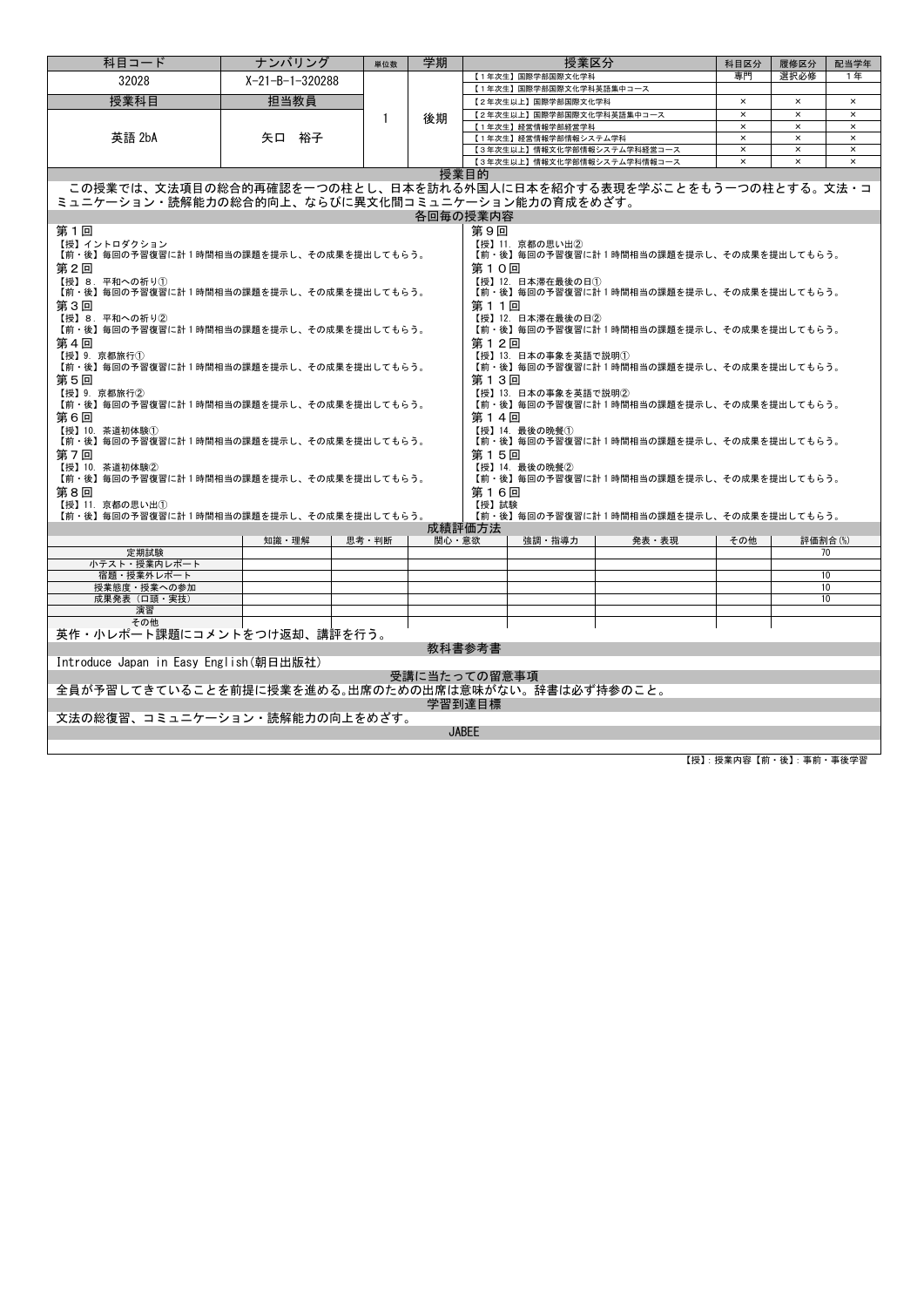| 科目コード | ナンバリング | 単位数 | 学期 | 授業区分 | 科目区分 | 履修区分 | 配当学年 |
|---|---|---|---|---|---|---|---|
| 32028 | X-21-B-1-320288 | 1 | 後期 | 【1年次生】国際学部国際文化学科 | 専門 | 選択必修 | 1年 |
| | | | | 【1年次生】国際学部国際文化学科英語集中コース | | | |
| **授業科目** | **担当教員** | | | 【2年次生以上】国際学部国際文化学科 | × | × | × |
| 英語 2bA | 矢口 裕子 | | | 【2年次生以上】国際学部国際文化学科英語集中コース | × | × | × |
| | | | | 【1年次生】経営情報学部経営学科 | × | × | × |
| | | | | 【1年次生】経営情報学部情報システム学科 | × | × | × |
| | | | | 【3年次生以上】情報文化学部情報システム学科経営コース | × | × | × |
| | | | | 【3年次生以上】情報文化学部情報システム学科情報コース | × | × | × |

## 授業目的

この授業では、文法項目の総合的再確認を一つの柱とし、日本を訪れる外国人に日本を紹介する表現を学ぶことをもう一つの柱とする。文法・コミュニケーション・読解能力の総合的向上、ならびに異文化間コミュニケーション能力の育成をめざす。

## 各回毎の授業内容

**第１回**
【授】イントロダクション
【前・後】毎回の予習復習に計１時間相当の課題を提示し、その成果を提出してもらう。

**第２回**
【授】8．平和への祈り①
【前・後】毎回の予習復習に計１時間相当の課題を提示し、その成果を提出してもらう。

**第３回**
【授】8．平和への祈り②
【前・後】毎回の予習復習に計１時間相当の課題を提示し、その成果を提出してもらう。

**第４回**
【授】9．京都旅行①
【前・後】毎回の予習復習に計１時間相当の課題を提示し、その成果を提出してもらう。

**第５回**
【授】9．京都旅行②
【前・後】毎回の予習復習に計１時間相当の課題を提示し、その成果を提出してもらう。

**第６回**
【授】10．茶道初体験①
【前・後】毎回の予習復習に計１時間相当の課題を提示し、その成果を提出してもらう。

**第７回**
【授】10．茶道初体験②
【前・後】毎回の予習復習に計１時間相当の課題を提示し、その成果を提出してもらう。

**第８回**
【授】11．京都の思い出①
【前・後】毎回の予習復習に計１時間相当の課題を提示し、その成果を提出してもらう。

**第９回**
【授】11．京都の思い出②
【前・後】毎回の予習復習に計１時間相当の課題を提示し、その成果を提出してもらう。

**第１０回**
【授】12．日本滞在最後の日①
【前・後】毎回の予習復習に計１時間相当の課題を提示し、その成果を提出してもらう。

**第１１回**
【授】12．日本滞在最後の日②
【前・後】毎回の予習復習に計１時間相当の課題を提示し、その成果を提出してもらう。

**第１２回**
【授】13．日本の事象を英語で説明①
【前・後】毎回の予習復習に計１時間相当の課題を提示し、その成果を提出してもらう。

**第１３回**
【授】13．日本の事象を英語で説明②
【前・後】毎回の予習復習に計１時間相当の課題を提示し、その成果を提出してもらう。

**第１４回**
【授】14．最後の晩餐①
【前・後】毎回の予習復習に計１時間相当の課題を提示し、その成果を提出してもらう。

**第１５回**
【授】14．最後の晩餐②
【前・後】毎回の予習復習に計１時間相当の課題を提示し、その成果を提出してもらう。

**第１６回**
【授】試験
【前・後】毎回の予習復習に計１時間相当の課題を提示し、その成果を提出してもらう。

## 成績評価方法

| | 知識・理解 | 思考・判断 | 関心・意欲 | 強調・指導力 | 発表・表現 | その他 | 評価割合(%) |
|---|---|---|---|---|---|---|---|
| 定期試験 | | | | | | | 70 |
| 小テスト・授業内レポート | | | | | | | |
| 宿題・授業外レポート | | | | | | | 10 |
| 授業態度・授業への参加 | | | | | | | 10 |
| 成果発表（口頭・実技） | | | | | | | 10 |
| 演習 | | | | | | | |
| その他 | | | | | | | |

英作・小レポート課題にコメントをつけ返却、講評を行う。

## 教科書参考書

Introduce Japan in Easy English(朝日出版社)

## 受講に当たっての留意事項

全員が予習してきていることを前提に授業を進める。出席のための出席は意味がない。辞書は必ず持参のこと。

## 学習到達目標

文法の総復習、コミュニケーション・読解能力の向上をめざす。

## JABEE

【授】: 授業内容【前・後】: 事前・事後学習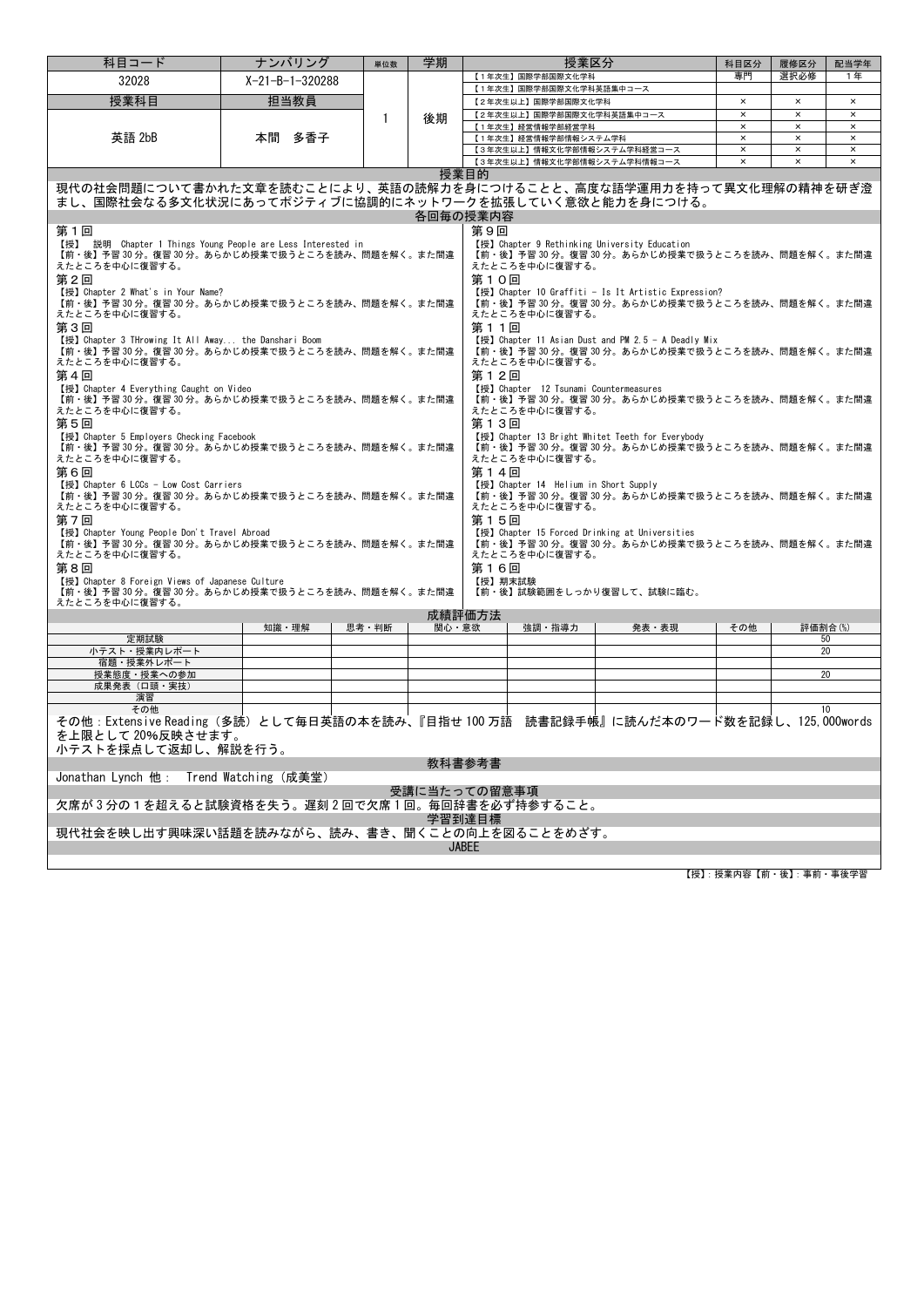| 科目コード | ナンバリング | 単位数 | 学期 | 授業区分 | 科目区分 | 履修区分 | 配当学年 |
|---|---|---|---|---|---|---|---|
| 32028 | X-21-B-1-320288 | 1 | 後期 | 【1年次生】国際学部国際文化学科 | 専門 | 選択必修 | 1年 |
| | | | | 【1年次生】国際学部国際文化学科英語集中コース | | | |
| **授業科目** | **担当教員** | | | 【2年次生以上】国際学部国際文化学科 | × | × | × |
| 英語 2bB | 本間　多香子 | | | 【2年次生以上】国際学部国際文化学科英語集中コース | × | × | × |
| | | | | 【1年次生】経営情報学部経営学科 | × | × | × |
| | | | | 【1年次生】経営情報学部情報システム学科 | × | × | × |
| | | | | 【3年次生以上】情報文化学部情報システム学科経営コース | × | × | × |
| | | | | 【3年次生以上】情報文化学部情報システム学科情報コース | × | × | × |

## 授業目的

現代の社会問題について書かれた文章を読むことにより、英語の読解力を身につけることと、高度な語学運用力を持って異文化理解の精神を研ぎ澄まし、国際社会なる多文化状況にあってポジティブに協調的にネットワークを拡張していく意欲と能力を身につける。

## 各回毎の授業内容

**第１回**
【授】 説明 Chapter 1 Things Young People are Less Interested in
【前・後】予習 30 分。復習 30 分。あらかじめ授業で扱うところを読み、問題を解く。また間違えたところを中心に復習する。

**第２回**
【授】Chapter 2 What's in Your Name?
【前・後】予習 30 分。復習 30 分。あらかじめ授業で扱うところを読み、問題を解く。また間違えたところを中心に復習する。

**第３回**
【授】Chapter 3 THrowing It All Away... the Danshari Boom
【前・後】予習 30 分。復習 30 分。あらかじめ授業で扱うところを読み、問題を解く。また間違えたところを中心に復習する。

**第４回**
【授】Chapter 4 Everything Caught on Video
【前・後】予習 30 分。復習 30 分。あらかじめ授業で扱うところを読み、問題を解く。また間違えたところを中心に復習する。

**第５回**
【授】Chapter 5 Employers Checking Facebook
【前・後】予習 30 分。復習 30 分。あらかじめ授業で扱うところを読み、問題を解く。また間違えたところを中心に復習する。

**第６回**
【授】Chapter 6 LCCs - Low Cost Carriers
【前・後】予習 30 分。復習 30 分。あらかじめ授業で扱うところを読み、問題を解く。また間違えたところを中心に復習する。

**第７回**
【授】Chapter Young People Don't Travel Abroad
【前・後】予習 30 分。復習 30 分。あらかじめ授業で扱うところを読み、問題を解く。また間違えたところを中心に復習する。

**第８回**
【授】Chapter 8 Foreign Views of Japanese Culture
【前・後】予習 30 分。復習 30 分。あらかじめ授業で扱うところを読み、問題を解く。また間違えたところを中心に復習する。

**第９回**
【授】Chapter 9 Rethinking University Education
【前・後】予習 30 分。復習 30 分。あらかじめ授業で扱うところを読み、問題を解く。また間違えたところを中心に復習する。

**第１０回**
【授】Chapter 10 Graffiti - Is It Artistic Expression?
【前・後】予習 30 分。復習 30 分。あらかじめ授業で扱うところを読み、問題を解く。また間違えたところを中心に復習する。

**第１１回**
【授】Chapter 11 Asian Dust and PM 2.5 - A Deadly Mix
【前・後】予習 30 分。復習 30 分。あらかじめ授業で扱うところを読み、問題を解く。また間違えたところを中心に復習する。

**第１２回**
【授】Chapter 12 Tsunami Countermeasures
【前・後】予習 30 分。復習 30 分。あらかじめ授業で扱うところを読み、問題を解く。また間違えたところを中心に復習する。

**第１３回**
【授】Chapter 13 Bright Whitet Teeth for Everybody
【前・後】予習 30 分。復習 30 分。あらかじめ授業で扱うところを読み、問題を解く。また間違えたところを中心に復習する。

**第１４回**
【授】Chapter 14 Helium in Short Supply
【前・後】予習 30 分。復習 30 分。あらかじめ授業で扱うところを読み、問題を解く。また間違えたところを中心に復習する。

**第１５回**
【授】Chapter 15 Forced Drinking at Universities
【前・後】予習 30 分。復習 30 分。あらかじめ授業で扱うところを読み、問題を解く。また間違えたところを中心に復習する。

**第１６回**
【授】期末試験
【前・後】試験範囲をしっかり復習して、試験に臨む。

## 成績評価方法

| | 知識・理解 | 思考・判断 | 関心・意欲 | 強調・指導力 | 発表・表現 | その他 | 評価割合(%) |
|---|---|---|---|---|---|---|---|
| 定期試験 | | | | | | | 50 |
| 小テスト・授業内レポート | | | | | | | 20 |
| 宿題・授業外レポート | | | | | | | |
| 授業態度・授業への参加 | | | | | | | 20 |
| 成果発表（口頭・実技） | | | | | | | |
| 演習 | | | | | | | |
| その他 | | | | | | | 10 |

その他：Extensive Reading（多読）として毎日英語の本を読み、『目指せ 100 万語　読書記録手帳』に読んだ本のワード数を記録し、125,000words を上限として 20%反映させます。
小テストを採点して返却し、解説を行う。

## 教科書参考書

Jonathan Lynch 他：　Trend Watching（成美堂）

## 受講に当たっての留意事項

欠席が 3 分の 1 を超えると試験資格を失う。遅刻 2 回で欠席 1 回。毎回辞書を必ず持参すること。

## 学習到達目標

現代社会を映し出す興味深い話題を読みながら、読み、書き、聞くことの向上を図ることをめざす。

## JABEE

【授】：授業内容【前・後】：事前・事後学習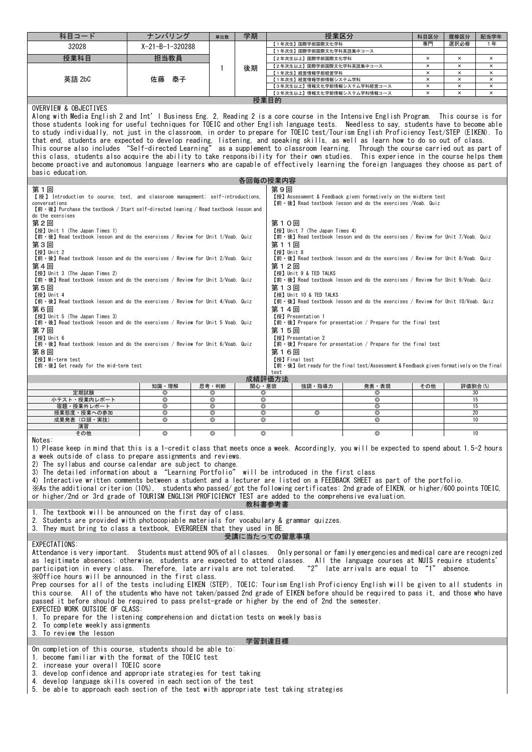| 科目コード | ナンバリング | 単位数 | 学期 | 授業区分 | 科目区分 | 履修区分 | 配当学年 |
|---|---|---|---|---|---|---|---|
| 32028 | X-21-B-1-320288 | 1 | 後期 | 【1年次生】国際学部国際文化学科 | 専門 | 選択必修 | 1年 |
| | | | | 【1年次生】国際学部国際文化学科英語集中コース | | | |
| 授業科目 | 担当教員 | | | 【2年次以上】国際学部国際文化学科 | × | × | × |
| 英語 2bC | 佐藤　泰子 | | | 【2年次以上】国際学部国際文化学科英語集中コース | × | × | × |
| | | | | 【1年次生】経営情報学部経営学科 | × | × | × |
| | | | | 【1年次生】経営情報学部情報システム学科 | × | × | × |
| | | | | 【3年次以上】情報文化学部情報システム学科経営コース | × | × | × |
| | | | | 【3年次以上】情報文化学部情報システム学科情報コース | × | × | × |

## 授業目的

OVERVIEW & OBJECTIVES
Along with Media English 2 and Int'l Business Eng. 2, Reading 2 is a core course in the Intensive English Program. This course is for those students looking for useful techniques for TOEIC and other English language tests. Needless to say, students have to become able to study individually, not just in the classroom, in order to prepare for TOEIC test/Tourism English Proficiency Test/STEP (EIKEN). To that end, students are expected to develop reading, listening, and speaking skills, as well as learn how to do so out of class.
This course also includes "Self-directed Learning" as a supplement to classroom learning. Through the course carried out as part of this class, students also acquire the ability to take responsibility for their own studies. This experience in the course helps them become proactive and autonomous language learners who are capable of effectively learning the foreign languages they choose as part of basic education.

## 各回毎の授業内容

**第１回**
【授】Introduction to course, text, and classroom management; self-introductions, conversations
【前・後】Purchase the textbook / Start self-directed leaning / Read textbook lesson and do the exercises

**第２回**
【授】Unit 1 (The Japan Times 1)
【前・後】Read textbook lesson and do the exercises / Review for Unit 1/Voab. Quiz

**第３回**
【授】Unit 2
【前・後】Read textbook lesson and do the exercises / Review for Unit 2/Voab. Quiz

**第４回**
【授】Unit 3 (The Japan Times 2)
【前・後】Read textbook lesson and do the exercises / Review for Unit 3/Voab. Quiz

**第５回**
【授】Unit 4
【前・後】Read textbook lesson and do the exercises / Review for Unit 4/Voab. Quiz

**第６回**
【授】Unit 5 (The Japan Times 3)
【前・後】Read textbook lesson and do the exercises / Review for Unit 5 Voab. Quiz

**第７回**
【授】Unit 6
【前・後】Read textbook lesson and do the exercises / Review for Unit 6/Voab. Quiz

**第８回**
【授】Mi-term test
【前・後】Get ready for the mid-term test

**第９回**
【授】Assessment & Feedback given formatively on the midterm test
【前・後】Read textbook lesson and do the exercises /Voab. Quiz

**第１０回**
【授】Unit 7 (The Japan Times 4)
【前・後】Read textbook lesson and do the exercises / Review for Unit 7/Voab. Quiz

**第１１回**
【授】Unit 8
【前・後】Read textbook lesson and do the exercises / Review for Unit 8/Voab. Quiz

**第１２回**
【授】Unit 9 & TED TALKS
【前・後】Read textbook lesson and do the exercises / Review for Unit 9/Voab. Quiz

**第１３回**
【授】Unit 10 & TED TALKS
【前・後】Read textbook lesson and do the exercises / Review for Unit 10/Voab. Quiz

**第１４回**
【授】Presentation 1
【前・後】Prepare for presentation / Prepare for the final test

**第１５回**
【授】Presentation 2
【前・後】Prepare for presentation / Prepare for the final test

**第１６回**
【授】Final test
【前・後】Get ready for the final test/Assessment & Feedback given formatively on the final test

## 成績評価方法

| | 知識・理解 | 思考・判断 | 関心・意欲 | 強調・指導力 | 発表・表現 | その他 | 評価割合(%) |
|---|---|---|---|---|---|---|---|
| 定期試験 | ◎ | ◎ | ◎ | | ◎ | | 30 |
| 小テスト・授業内レポート | ◎ | ◎ | ◎ | | ◎ | | 15 |
| 宿題・授業外レポート | ◎ | ◎ | ◎ | | ◎ | | 15 |
| 授業態度・授業への参加 | ◎ | ◎ | ◎ | ◎ | ◎ | | 20 |
| 成果発表（口頭・実技） | ◎ | ◎ | ◎ | | ◎ | | 10 |
| 演習 | | | | | | | |
| その他 | ◎ | ◎ | ◎ | | ◎ | | 10 |

Notes:
1) Please keep in mind that this is a 1-credit class that meets once a week. Accordingly, you will be expected to spend about 1.5-2 hours a week outside of class to prepare assignments and reviews.
2) The syllabus and course calendar are subject to change.
3) The detailed information about a "Learning Portfolio" will be introduced in the first class
4) Interactive written comments between a student and a lecturer are listed on a FEEDBACK SHEET as part of the portfolio.
※As the additional criterion (10%), students who passed/ got the following certificates: 2nd grade of EIKEN, or higher/600 points TOEIC, or higher/2nd or 3rd grade of TOURISM ENGLISH PROFICIENCY TEST are added to the comprehensive evaluation.

## 教科書参考書

1. The textbook will be announced on the first day of class.
2. Students are provided with photocopiable materials for vocabulary & grammar quizzes.
3. They must bring to class a textbook, EVERGREEN that they used in BE.

## 受講に当たっての留意事項

EXPECTATIONS:
Attendance is very important. Students must attend 90% of all classes. Only personal or family emergencies and medical care are recognized as legitimate absences; otherwise, students are expected to attend classes. All the language courses at NUIS require students' participation in every class. Therefore, late arrivals are not tolerated. "2" late arrivals are equal to "1" absence.
※Office hours will be announced in the first class.
Prep courses for all of the tests including EIKEN (STEP), TOEIC; Tourism English Proficiency English will be given to all students in this course. All of the students who have not taken/passed 2nd grade of EIKEN before should be required to pass it, and those who have passed it before should be required to pass pre1st-grade or higher by the end of 2nd the semester.
EXPECTED WORK OUTSIDE OF CLASS:
1. To prepare for the listening comprehension and dictation tests on weekly basis
2. To complete weekly assignments
3. To review the lesson

## 学習到達目標

On completion of this course, students should be able to:
1. become familiar with the format of the TOEIC test
2. increase your overall TOEIC score
3. develop confidence and appropriate strategies for test taking
4. develop language skills covered in each section of the test
5. be able to approach each section of the test with appropriate test taking strategies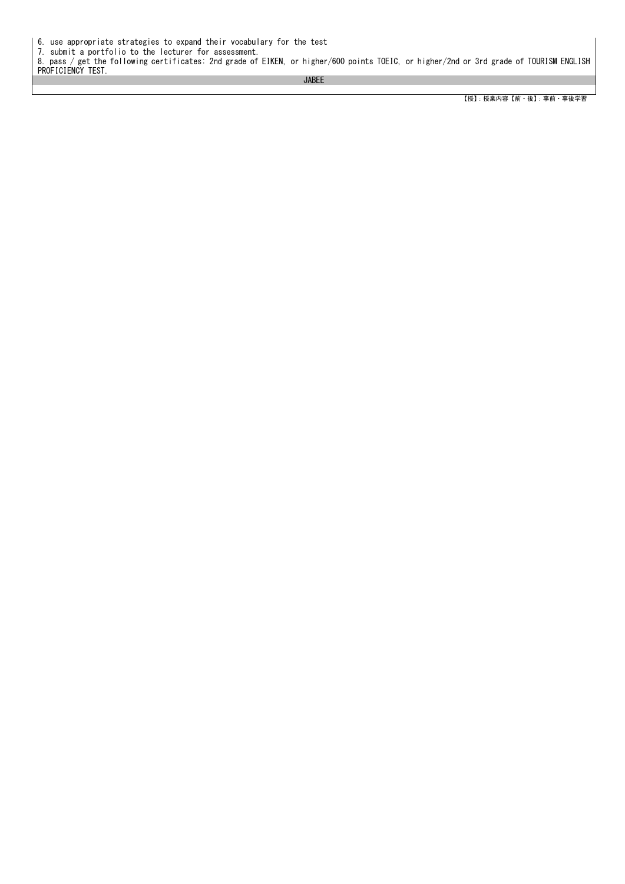6. use appropriate strategies to expand their vocabulary for the test
7. submit a portfolio to the lecturer for assessment.
8. pass / get the following certificates: 2nd grade of EIKEN, or higher/600 points TOEIC, or higher/2nd or 3rd grade of TOURISM ENGLISH PROFICIENCY TEST.

| JABEE |
| --- |
| |

【授】: 授業内容【前・後】: 事前・事後学習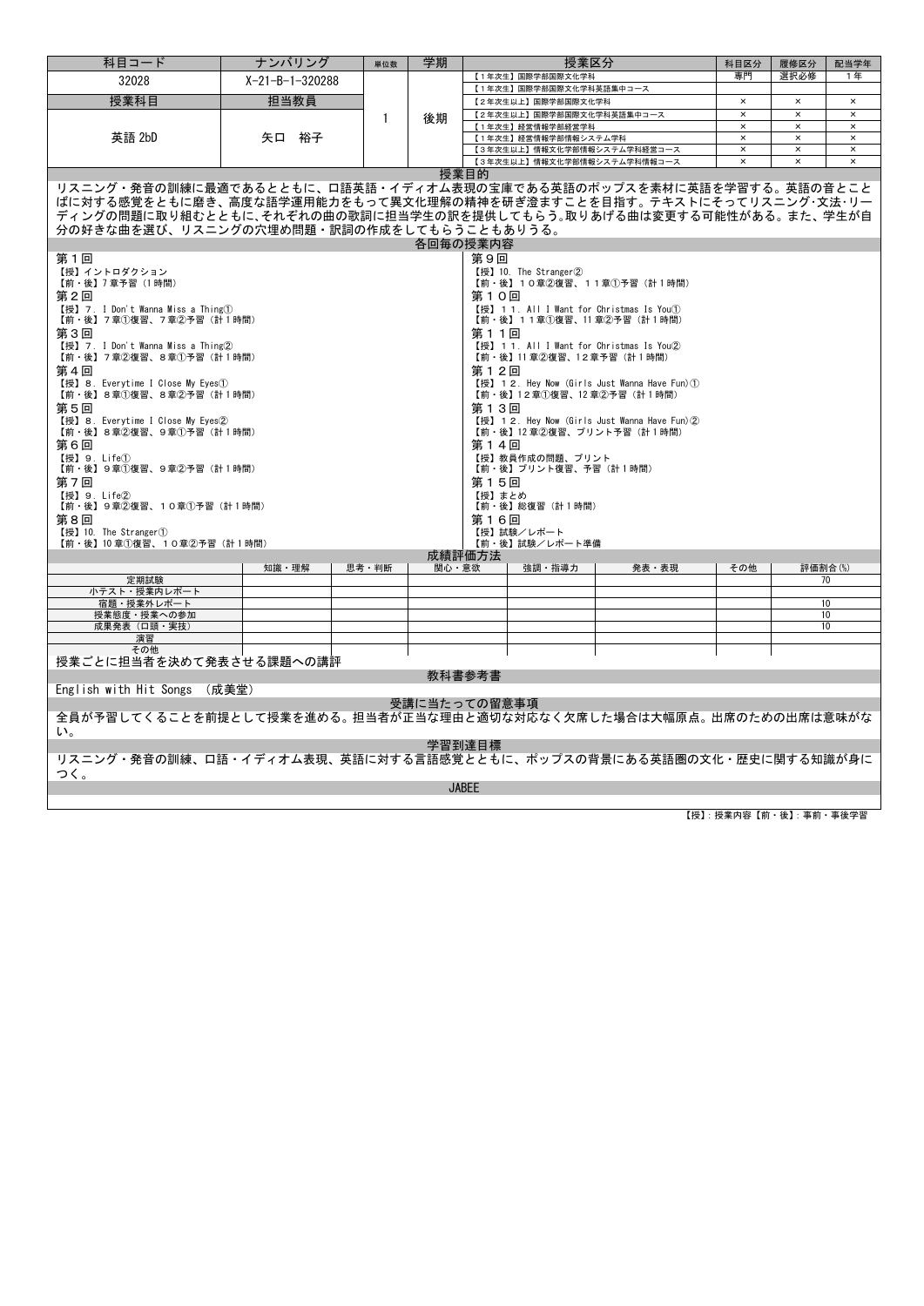| 科目コード | ナンバリング | 単位数 | 学期 | 授業区分 | 科目区分 | 履修区分 | 配当学年 |
|---|---|---|---|---|---|---|---|
| 32028 | X-21-B-1-320288 | 1 | 後期 | 【1年次生】国際学部国際文化学科 | 専門 | 選択必修 | 1年 |
| | | | | 【1年次生】国際学部国際文化学科英語集中コース | | | |
| 授業科目 | 担当教員 | | | 【2年次生以上】国際学部国際文化学科 | × | × | × |
| 英語 2bD | 矢口　裕子 | | | 【2年次生以上】国際学部国際文化学科英語集中コース | × | × | × |
| | | | | 【1年次生】経営情報学部経営学科 | × | × | × |
| | | | | 【1年次生】経営情報学部情報システム学科 | × | × | × |
| | | | | 【3年次生以上】情報文化学部情報システム学科経営コース | × | × | × |
| | | | | 【3年次生以上】情報文化学部情報システム学科情報コース | × | × | × |

## 授業目的

リスニング・発音の訓練に最適であるとともに、口語英語・イディオム表現の宝庫である英語のポップスを素材に英語を学習する。英語の音とことばに対する感覚をともに磨き、高度な語学運用能力をもって異文化理解の精神を研ぎ澄ますことを目指す。テキストにそってリスニング･文法･リーディングの問題に取り組むとともに、それぞれの曲の歌詞に担当学生の訳を提供してもらう。取りあげる曲は変更する可能性がある。また、学生が自分の好きな曲を選び、リスニングの穴埋め問題・訳詞の作成をしてもらうこともありうる。

## 各回毎の授業内容

**第１回**
【授】イントロダクション
【前・後】7章予習（1時間）

**第２回**
【授】7．I Don't Wanna Miss a Thing①
【前・後】7章①復習、7章②予習（計1時間）

**第３回**
【授】7．I Don't Wanna Miss a Thing②
【前・後】7章②復習、8章①予習（計1時間）

**第４回**
【授】8．Everytime I Close My Eyes①
【前・後】8章①復習、8章②予習（計1時間）

**第５回**
【授】8．Everytime I Close My Eyes②
【前・後】8章②復習、9章①予習（計1時間）

**第６回**
【授】9．Life①
【前・後】9章①復習、9章②予習（計1時間）

**第７回**
【授】9．Life②
【前・後】9章②復習、１０章①予習（計1時間）

**第８回**
【授】10. The Stranger①
【前・後】10章①復習、１０章②予習（計1時間）

**第９回**
【授】10. The Stranger②
【前・後】１０章②復習、１１章①予習（計1時間）

**第１０回**
【授】１１．All I Want for Christmas Is You①
【前・後】１１章①復習、11章②予習（計1時間）

**第１１回**
【授】１１．All I Want for Christmas Is You②
【前・後】11章②復習、12章予習（計1時間）

**第１２回**
【授】１２．Hey Now (Girls Just Wanna Have Fun)①
【前・後】12章①復習、12章②予習（計1時間）

**第１３回**
【授】１２．Hey Now (Girls Just Wanna Have Fun)②
【前・後】12章②復習、プリント予習（計1時間）

**第１４回**
【授】教員作成の問題、プリント
【前・後】プリント復習、予習（計1時間）

**第１５回**
【授】まとめ
【前・後】総復習（計1時間）

**第１６回**
【授】試験／レポート
【前・後】試験／レポート準備

## 成績評価方法

| | 知識・理解 | 思考・判断 | 関心・意欲 | 強調・指導力 | 発表・表現 | その他 | 評価割合(%) |
|---|---|---|---|---|---|---|---|
| 定期試験 | | | | | | | 70 |
| 小テスト・授業内レポート | | | | | | | |
| 宿題・授業外レポート | | | | | | | 10 |
| 授業態度・授業への参加 | | | | | | | 10 |
| 成果発表（口頭・実技） | | | | | | | 10 |
| 演習 | | | | | | | |
| その他 | | | | | | | |

授業ごとに担当者を決めて発表させる課題への講評

## 教科書参考書

English with Hit Songs （成美堂）

## 受講に当たっての留意事項

全員が予習してくることを前提として授業を進める。担当者が正当な理由と適切な対応なく欠席した場合は大幅原点。出席のための出席は意味がない。

## 学習到達目標

リスニング・発音の訓練、口語・イディオム表現、英語に対する言語感覚とともに、ポップスの背景にある英語圏の文化・歴史に関する知識が身につく。

## JABEE

【授】: 授業内容【前・後】: 事前・事後学習